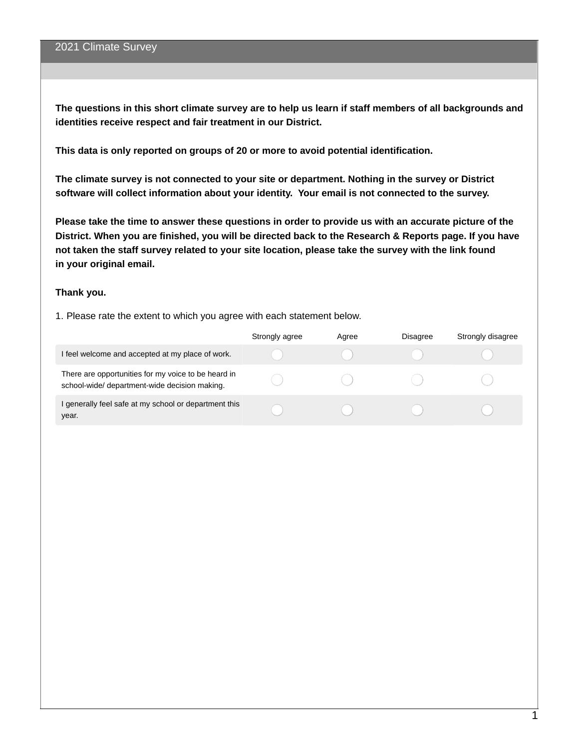# 2021 Climate Survey

**The questions in this short climate survey are to help us learn if staff members of all backgrounds and identities receive respect and fair treatment in our District.**

**This data is only reported on groups of 20 or more to avoid potential identification.**

**The climate survey is not connected to your site or department. Nothing in the survey or District software will collect information about your identity. Your email is not connected to the survey.**

**Please take the time to answer these questions in order to provide us with an accurate picture of the District. When you are finished, you will be directed back to the Research & Reports page. If you have not taken the staff survey related to your site location, please take the survey with the link found in your original email.**

**Thank you.**

1. Please rate the extent to which you agree with each statement below.

| | Strongly agree | Agree | Disagree | Strongly disagree |
|---|---|---|---|---|
| I feel welcome and accepted at my place of work. | ○ | ○ | ○ | ○ |
| There are opportunities for my voice to be heard in school-wide/ department-wide decision making. | ○ | ○ | ○ | ○ |
| I generally feel safe at my school or department this year. | ○ | ○ | ○ | ○ |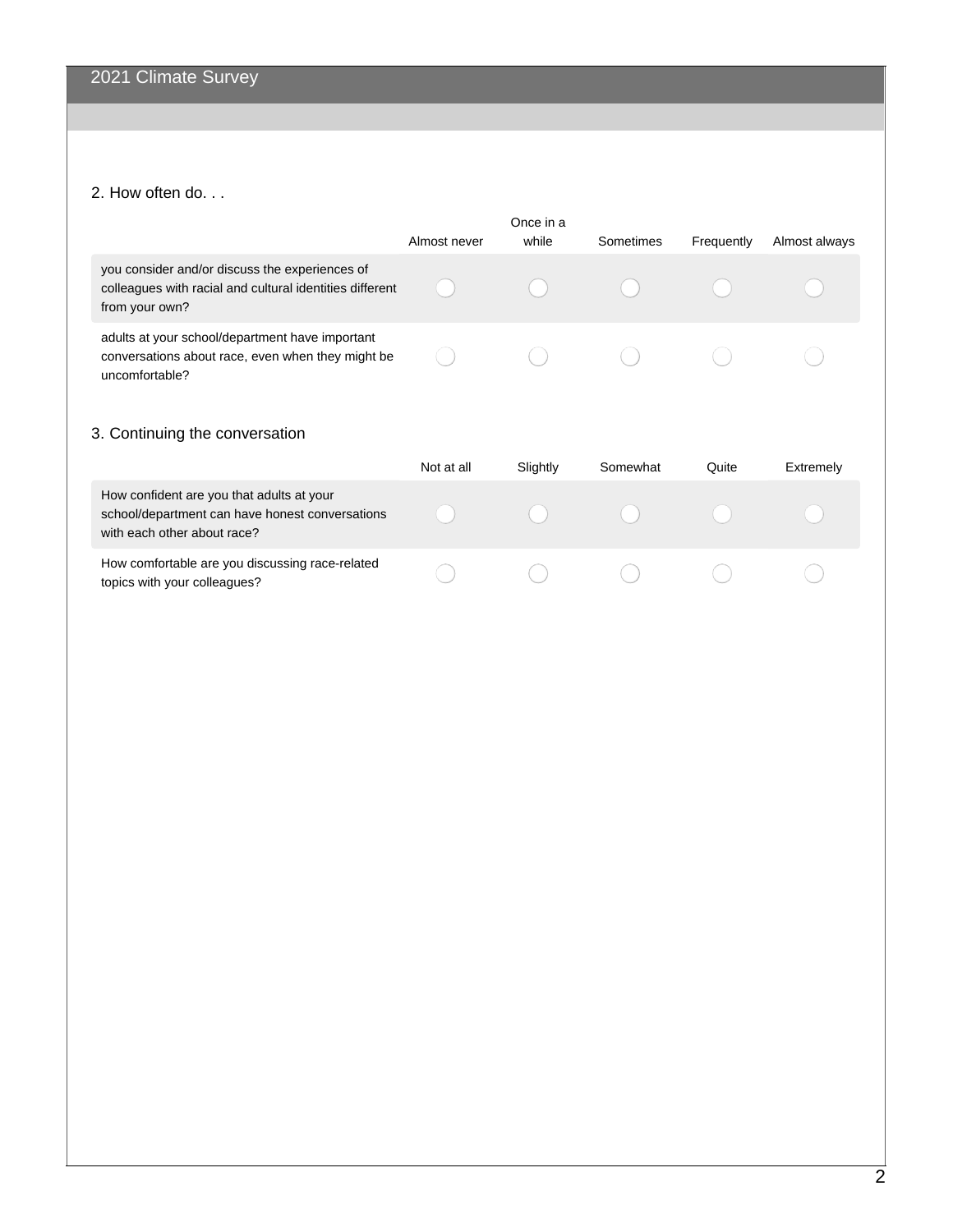2021 Climate Survey

### 2. How often do. . .

| | Almost never | Once in a while | Sometimes | Frequently | Almost always |
|---|---|---|---|---|---|
| you consider and/or discuss the experiences of colleagues with racial and cultural identities different from your own? | ◯ | ◯ | ◯ | ◯ | ◯ |
| adults at your school/department have important conversations about race, even when they might be uncomfortable? | ◯ | ◯ | ◯ | ◯ | ◯ |

### 3. Continuing the conversation

| | Not at all | Slightly | Somewhat | Quite | Extremely |
|---|---|---|---|---|---|
| How confident are you that adults at your school/department can have honest conversations with each other about race? | ◯ | ◯ | ◯ | ◯ | ◯ |
| How comfortable are you discussing race-related topics with your colleagues? | ◯ | ◯ | ◯ | ◯ | ◯ |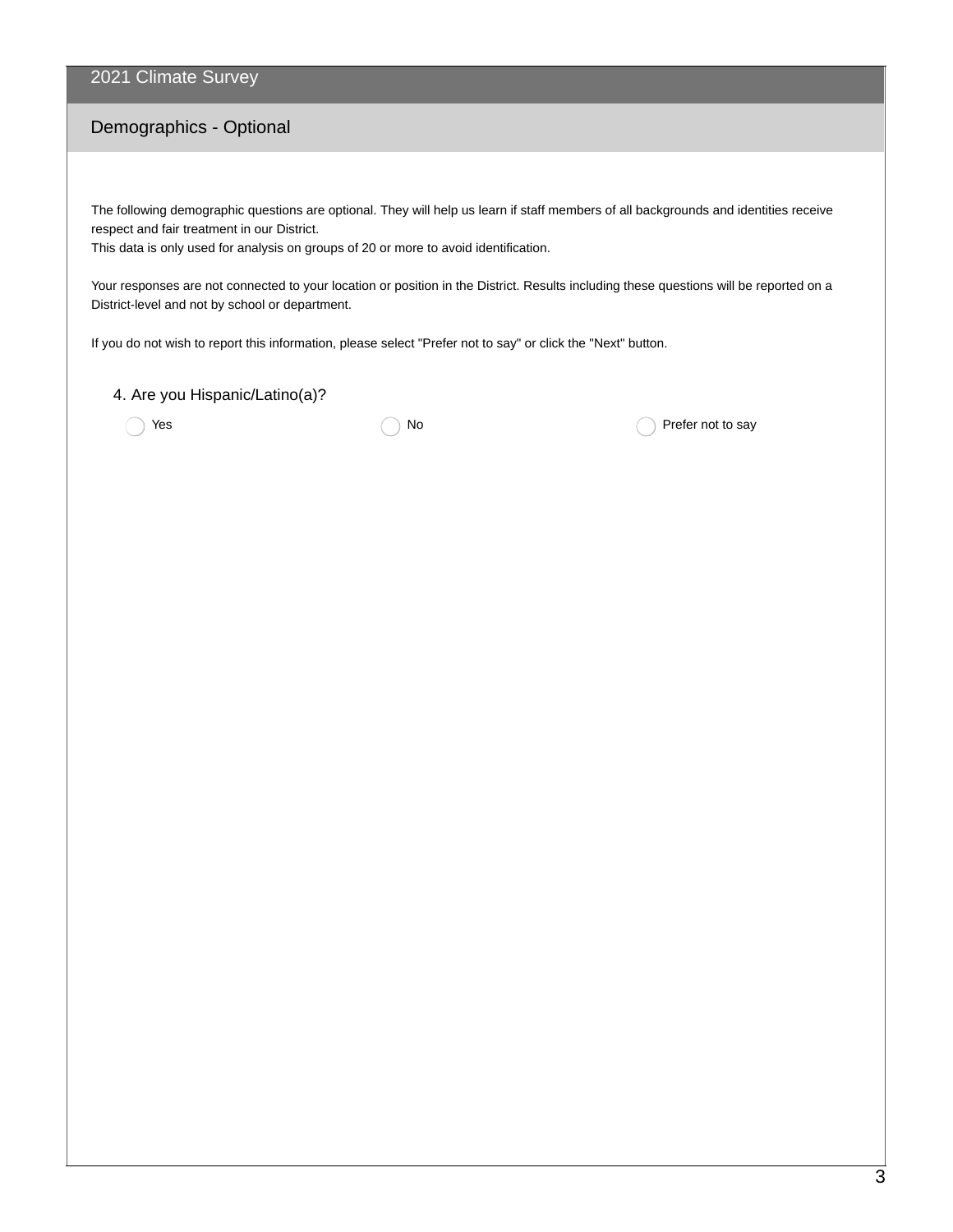# 2021 Climate Survey

## Demographics - Optional

The following demographic questions are optional. They will help us learn if staff members of all backgrounds and identities receive respect and fair treatment in our District.
This data is only used for analysis on groups of 20 or more to avoid identification.

Your responses are not connected to your location or position in the District. Results including these questions will be reported on a District-level and not by school or department.

If you do not wish to report this information, please select "Prefer not to say" or click the "Next" button.

4. Are you Hispanic/Latino(a)?

- ◯ Yes
- ◯ No
- ◯ Prefer not to say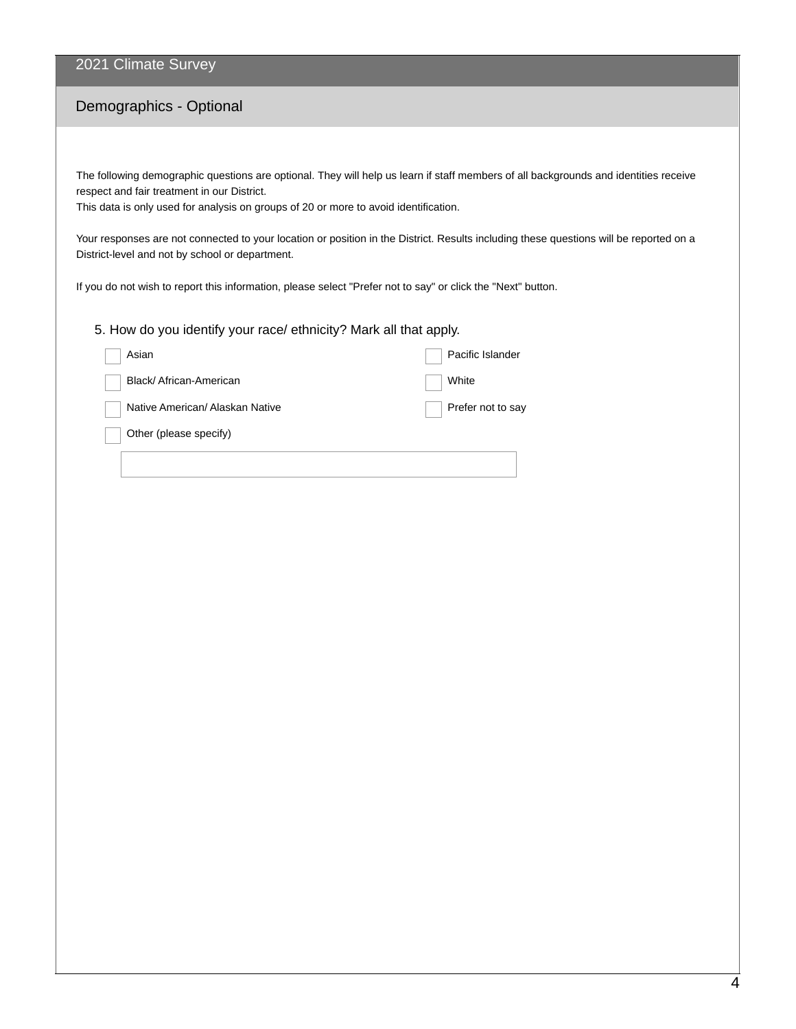## 2021 Climate Survey

### Demographics - Optional

The following demographic questions are optional. They will help us learn if staff members of all backgrounds and identities receive respect and fair treatment in our District.
This data is only used for analysis on groups of 20 or more to avoid identification.

Your responses are not connected to your location or position in the District. Results including these questions will be reported on a District-level and not by school or department.

If you do not wish to report this information, please select "Prefer not to say" or click the "Next" button.

5. How do you identify your race/ ethnicity? Mark all that apply.

- [ ] Asian
- [ ] Black/ African-American
- [ ] Native American/ Alaskan Native
- [ ] Pacific Islander
- [ ] White
- [ ] Prefer not to say
- [ ] Other (please specify)

______________________________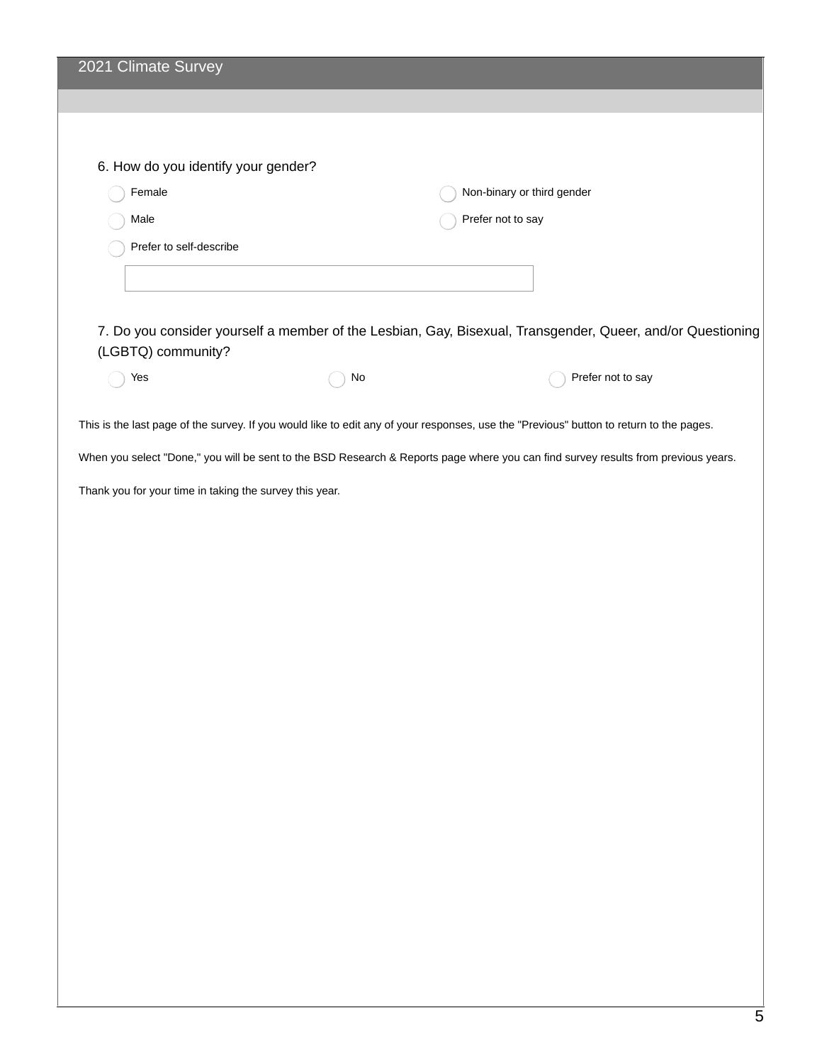## 2021 Climate Survey

6. How do you identify your gender?

- Female
- Male
- Prefer to self-describe
- Non-binary or third gender
- Prefer not to say

7. Do you consider yourself a member of the Lesbian, Gay, Bisexual, Transgender, Queer, and/or Questioning (LGBTQ) community?

- Yes
- No
- Prefer not to say

This is the last page of the survey. If you would like to edit any of your responses, use the "Previous" button to return to the pages.

When you select "Done," you will be sent to the BSD Research & Reports page where you can find survey results from previous years.

Thank you for your time in taking the survey this year.